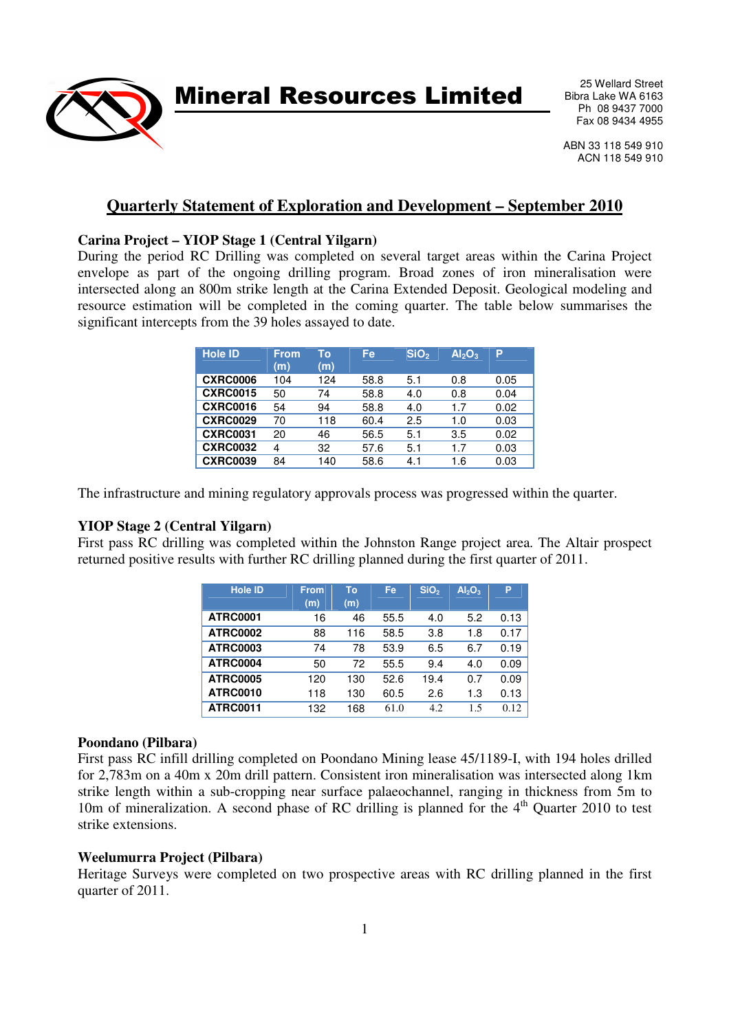# Mineral Resources Limited

25 Wellard Street
Bibra Lake WA 6163
Ph 08 9437 7000
Fax 08 9434 4955

ABN 33 118 549 910
ACN 118 549 910

## Quarterly Statement of Exploration and Development – September 2010

### Carina Project – YIOP Stage 1 (Central Yilgarn)

During the period RC Drilling was completed on several target areas within the Carina Project envelope as part of the ongoing drilling program. Broad zones of iron mineralisation were intersected along an 800m strike length at the Carina Extended Deposit. Geological modeling and resource estimation will be completed in the coming quarter. The table below summarises the significant intercepts from the 39 holes assayed to date.

| Hole ID | From (m) | To (m) | Fe | $SiO_2$ | $Al_2O_3$ | P |
|---|---|---|---|---|---|---|
| **CXRC0006** | 104 | 124 | 58.8 | 5.1 | 0.8 | 0.05 |
| **CXRC0015** | 50 | 74 | 58.8 | 4.0 | 0.8 | 0.04 |
| **CXRC0016** | 54 | 94 | 58.8 | 4.0 | 1.7 | 0.02 |
| **CXRC0029** | 70 | 118 | 60.4 | 2.5 | 1.0 | 0.03 |
| **CXRC0031** | 20 | 46 | 56.5 | 5.1 | 3.5 | 0.02 |
| **CXRC0032** | 4 | 32 | 57.6 | 5.1 | 1.7 | 0.03 |
| **CXRC0039** | 84 | 140 | 58.6 | 4.1 | 1.6 | 0.03 |

The infrastructure and mining regulatory approvals process was progressed within the quarter.

### YIOP Stage 2 (Central Yilgarn)

First pass RC drilling was completed within the Johnston Range project area. The Altair prospect returned positive results with further RC drilling planned during the first quarter of 2011.

| Hole ID | From (m) | To (m) | Fe | $SiO_2$ | $Al_2O_3$ | P |
|---|---|---|---|---|---|---|
| **ATRC0001** | 16 | 46 | 55.5 | 4.0 | 5.2 | 0.13 |
| **ATRC0002** | 88 | 116 | 58.5 | 3.8 | 1.8 | 0.17 |
| **ATRC0003** | 74 | 78 | 53.9 | 6.5 | 6.7 | 0.19 |
| **ATRC0004** | 50 | 72 | 55.5 | 9.4 | 4.0 | 0.09 |
| **ATRC0005** | 120 | 130 | 52.6 | 19.4 | 0.7 | 0.09 |
| **ATRC0010** | 118 | 130 | 60.5 | 2.6 | 1.3 | 0.13 |
| **ATRC0011** | 132 | 168 | 61.0 | 4.2 | 1.5 | 0.12 |

### Poondano (Pilbara)

First pass RC infill drilling completed on Poondano Mining lease 45/1189-I, with 194 holes drilled for 2,783m on a 40m x 20m drill pattern. Consistent iron mineralisation was intersected along 1km strike length within a sub-cropping near surface palaeochannel, ranging in thickness from 5m to 10m of mineralization. A second phase of RC drilling is planned for the 4th Quarter 2010 to test strike extensions.

### Weelumurra Project (Pilbara)

Heritage Surveys were completed on two prospective areas with RC drilling planned in the first quarter of 2011.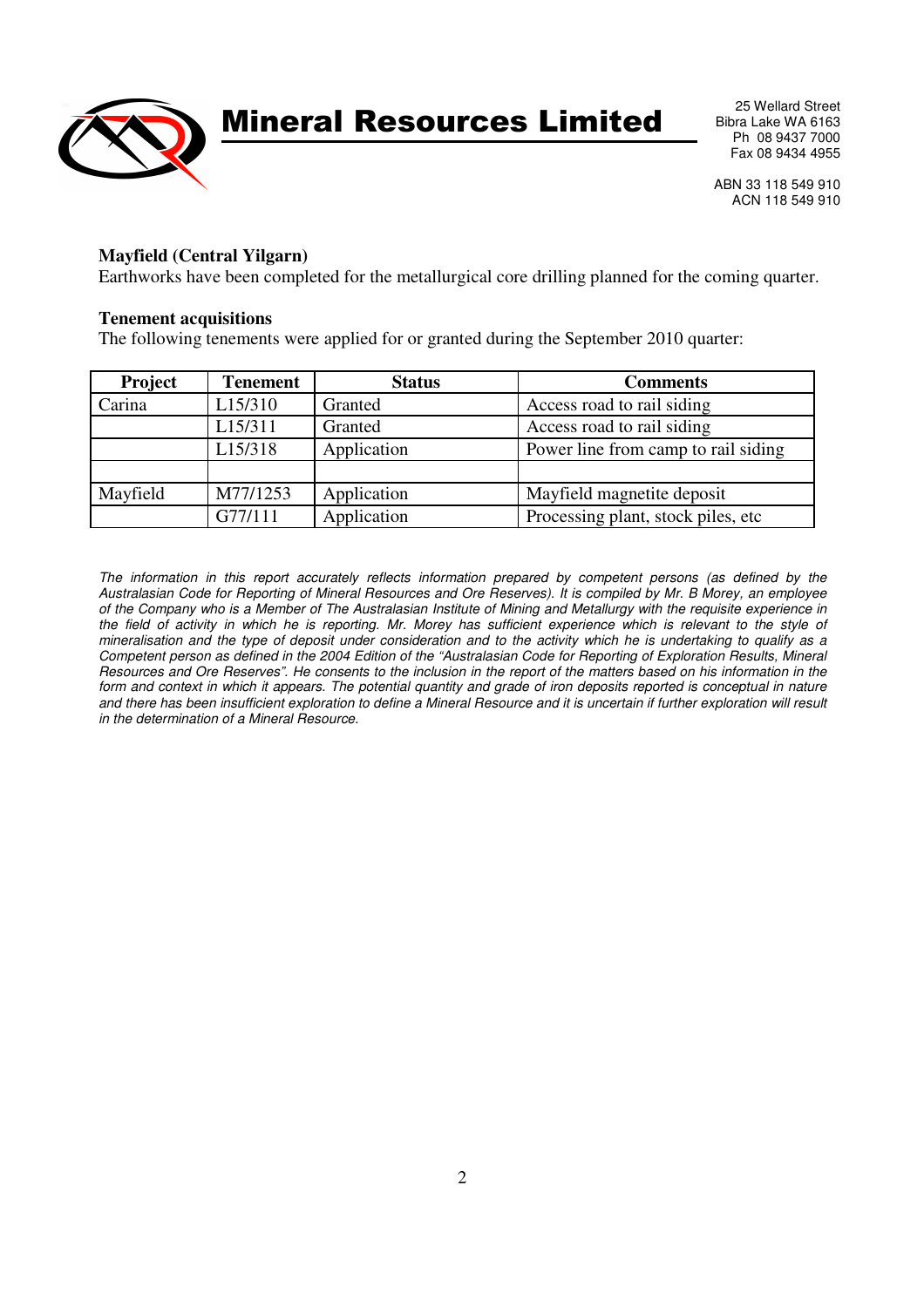**Mayfield (Central Yilgarn)**
Earthworks have been completed for the metallurgical core drilling planned for the coming quarter.

**Tenement acquisitions**
The following tenements were applied for or granted during the September 2010 quarter:

| Project | Tenement | Status | Comments |
|---|---|---|---|
| Carina | L15/310 | Granted | Access road to rail siding |
| | L15/311 | Granted | Access road to rail siding |
| | L15/318 | Application | Power line from camp to rail siding |
| | | | |
| Mayfield | M77/1253 | Application | Mayfield magnetite deposit |
| | G77/111 | Application | Processing plant, stock piles, etc |

*The information in this report accurately reflects information prepared by competent persons (as defined by the Australasian Code for Reporting of Mineral Resources and Ore Reserves). It is compiled by Mr. B Morey, an employee of the Company who is a Member of The Australasian Institute of Mining and Metallurgy with the requisite experience in the field of activity in which he is reporting. Mr. Morey has sufficient experience which is relevant to the style of mineralisation and the type of deposit under consideration and to the activity which he is undertaking to qualify as a Competent person as defined in the 2004 Edition of the "Australasian Code for Reporting of Exploration Results, Mineral Resources and Ore Reserves". He consents to the inclusion in the report of the matters based on his information in the form and context in which it appears. The potential quantity and grade of iron deposits reported is conceptual in nature and there has been insufficient exploration to define a Mineral Resource and it is uncertain if further exploration will result in the determination of a Mineral Resource.*